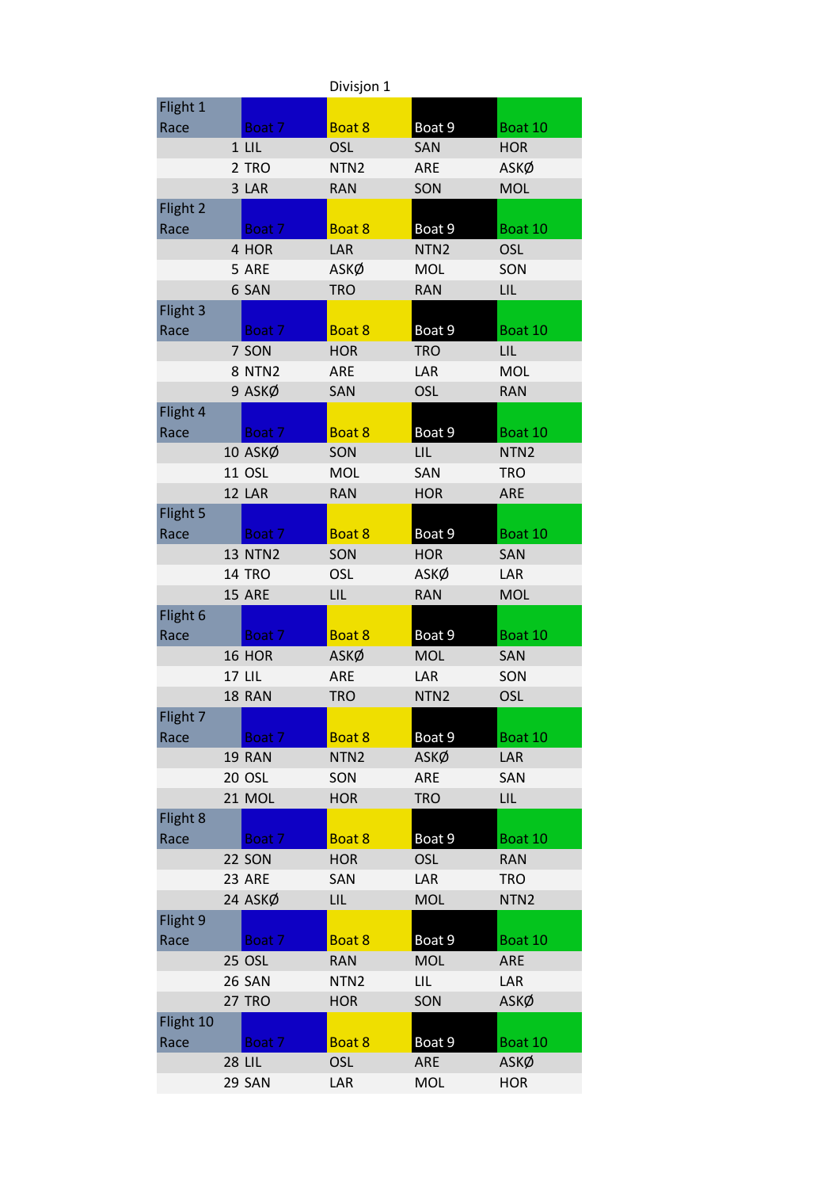Divisjon 1

| Flight 1 Race | Boat 7 | Boat 8 | Boat 9 | Boat 10 |
|---|---|---|---|---|
| 1 | LIL | OSL | SAN | HOR |
| 2 | TRO | NTN2 | ARE | ASKØ |
| 3 | LAR | RAN | SON | MOL |
| **Flight 2 Race** | **Boat 7** | **Boat 8** | **Boat 9** | **Boat 10** |
| 4 | HOR | LAR | NTN2 | OSL |
| 5 | ARE | ASKØ | MOL | SON |
| 6 | SAN | TRO | RAN | LIL |
| **Flight 3 Race** | **Boat 7** | **Boat 8** | **Boat 9** | **Boat 10** |
| 7 | SON | HOR | TRO | LIL |
| 8 | NTN2 | ARE | LAR | MOL |
| 9 | ASKØ | SAN | OSL | RAN |
| **Flight 4 Race** | **Boat 7** | **Boat 8** | **Boat 9** | **Boat 10** |
| 10 | ASKØ | SON | LIL | NTN2 |
| 11 | OSL | MOL | SAN | TRO |
| 12 | LAR | RAN | HOR | ARE |
| **Flight 5 Race** | **Boat 7** | **Boat 8** | **Boat 9** | **Boat 10** |
| 13 | NTN2 | SON | HOR | SAN |
| 14 | TRO | OSL | ASKØ | LAR |
| 15 | ARE | LIL | RAN | MOL |
| **Flight 6 Race** | **Boat 7** | **Boat 8** | **Boat 9** | **Boat 10** |
| 16 | HOR | ASKØ | MOL | SAN |
| 17 | LIL | ARE | LAR | SON |
| 18 | RAN | TRO | NTN2 | OSL |
| **Flight 7 Race** | **Boat 7** | **Boat 8** | **Boat 9** | **Boat 10** |
| 19 | RAN | NTN2 | ASKØ | LAR |
| 20 | OSL | SON | ARE | SAN |
| 21 | MOL | HOR | TRO | LIL |
| **Flight 8 Race** | **Boat 7** | **Boat 8** | **Boat 9** | **Boat 10** |
| 22 | SON | HOR | OSL | RAN |
| 23 | ARE | SAN | LAR | TRO |
| 24 | ASKØ | LIL | MOL | NTN2 |
| **Flight 9 Race** | **Boat 7** | **Boat 8** | **Boat 9** | **Boat 10** |
| 25 | OSL | RAN | MOL | ARE |
| 26 | SAN | NTN2 | LIL | LAR |
| 27 | TRO | HOR | SON | ASKØ |
| **Flight 10 Race** | **Boat 7** | **Boat 8** | **Boat 9** | **Boat 10** |
| 28 | LIL | OSL | ARE | ASKØ |
| 29 | SAN | LAR | MOL | HOR |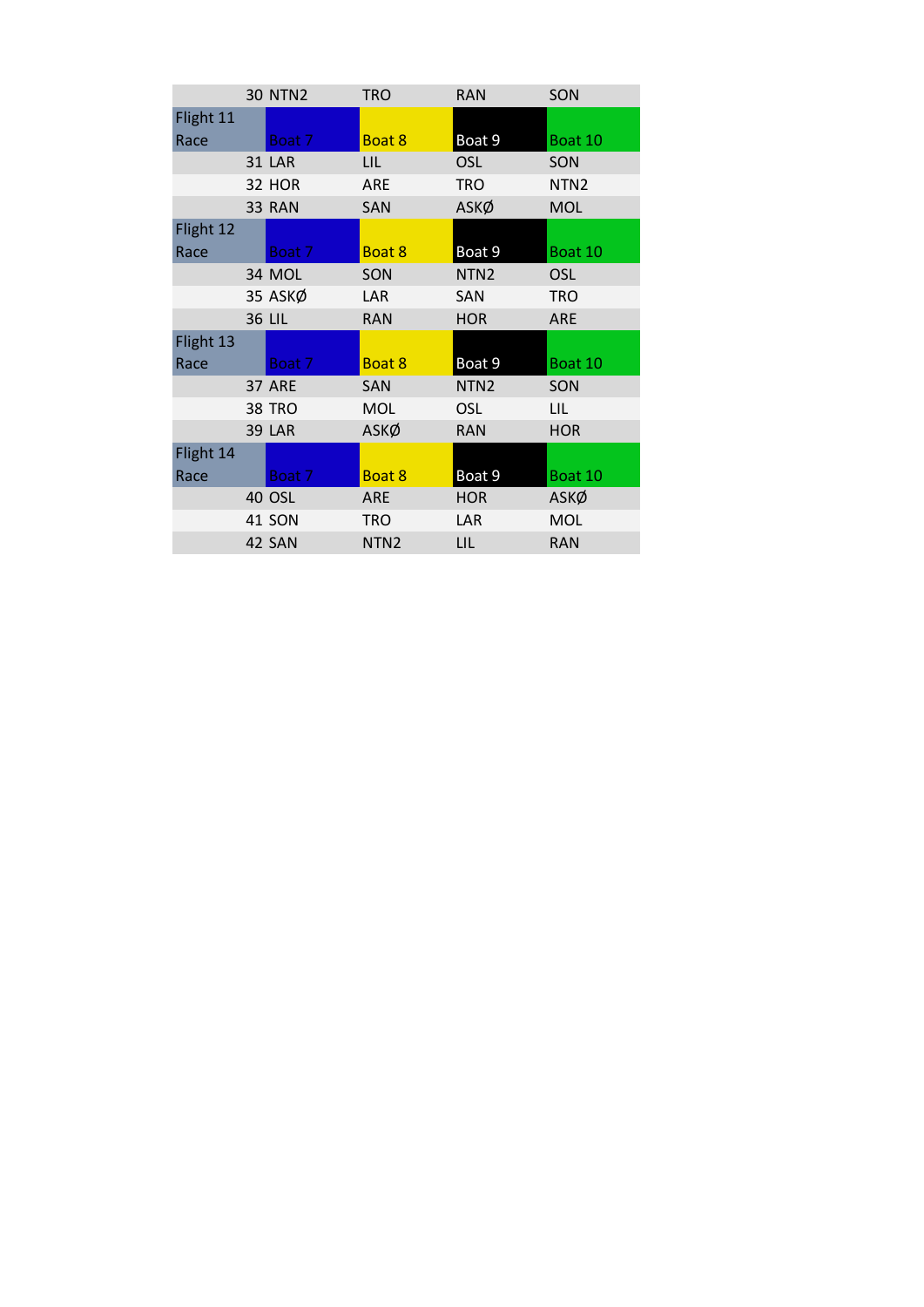| | | | | |
|---|---|---|---|---|
| 30 | NTN2 | TRO | RAN | SON |
| Flight 11 Race | Boat 7 | Boat 8 | Boat 9 | Boat 10 |
| 31 | LAR | LIL | OSL | SON |
| 32 | HOR | ARE | TRO | NTN2 |
| 33 | RAN | SAN | ASKØ | MOL |
| Flight 12 Race | Boat 7 | Boat 8 | Boat 9 | Boat 10 |
| 34 | MOL | SON | NTN2 | OSL |
| 35 | ASKØ | LAR | SAN | TRO |
| 36 | LIL | RAN | HOR | ARE |
| Flight 13 Race | Boat 7 | Boat 8 | Boat 9 | Boat 10 |
| 37 | ARE | SAN | NTN2 | SON |
| 38 | TRO | MOL | OSL | LIL |
| 39 | LAR | ASKØ | RAN | HOR |
| Flight 14 Race | Boat 7 | Boat 8 | Boat 9 | Boat 10 |
| 40 | OSL | ARE | HOR | ASKØ |
| 41 | SON | TRO | LAR | MOL |
| 42 | SAN | NTN2 | LIL | RAN |